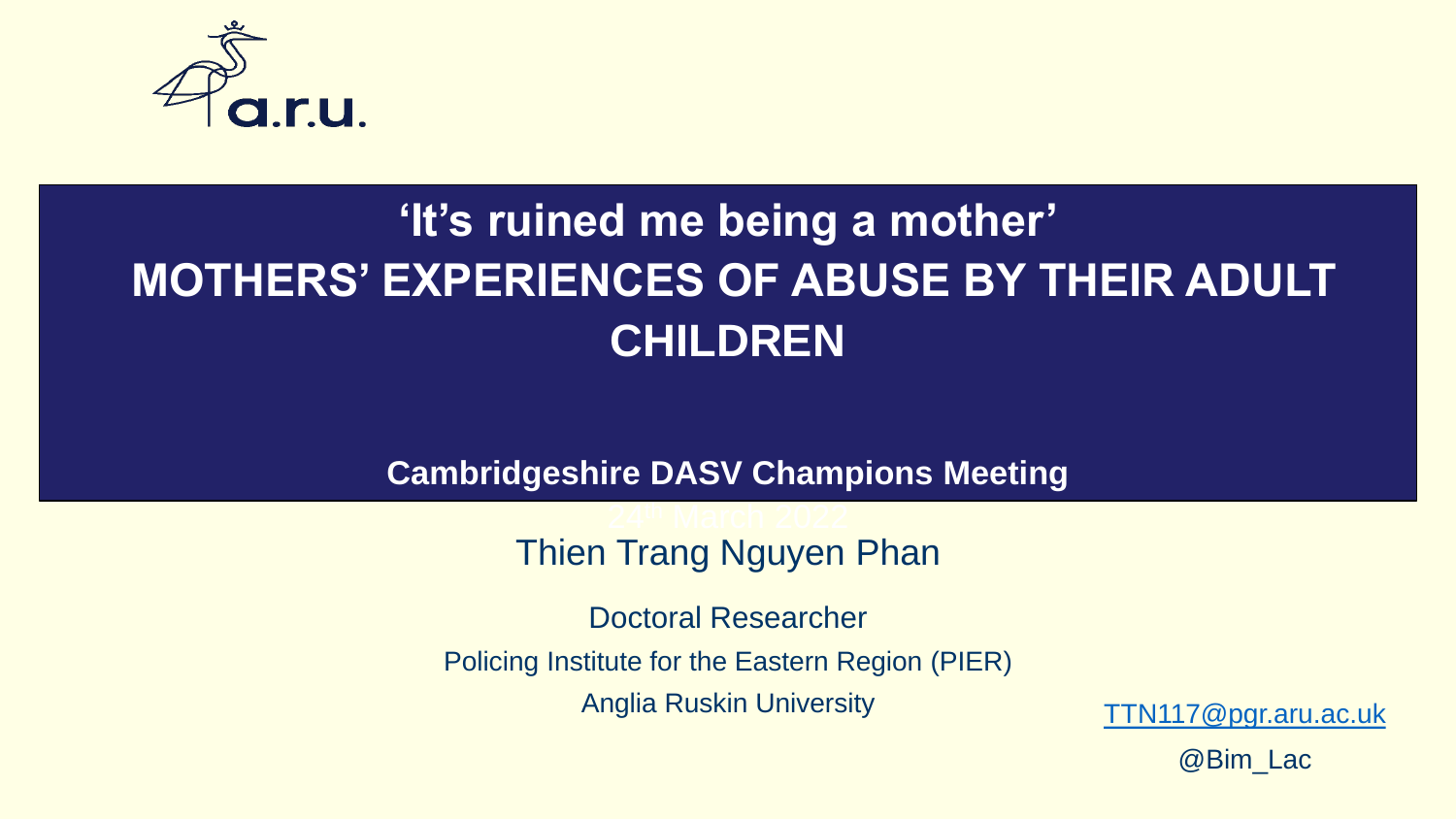# 'It's ruined me being a mother'

# MOTHERS' EXPERIENCES OF ABUSE BY THEIR ADULT CHILDREN

**Cambridgeshire DASV Champions Meeting**

24th March 2022

Thien Trang Nguyen Phan

Doctoral Researcher

Policing Institute for the Eastern Region (PIER)

Anglia Ruskin University

TTN117@pgr.aru.ac.uk

@Bim_Lac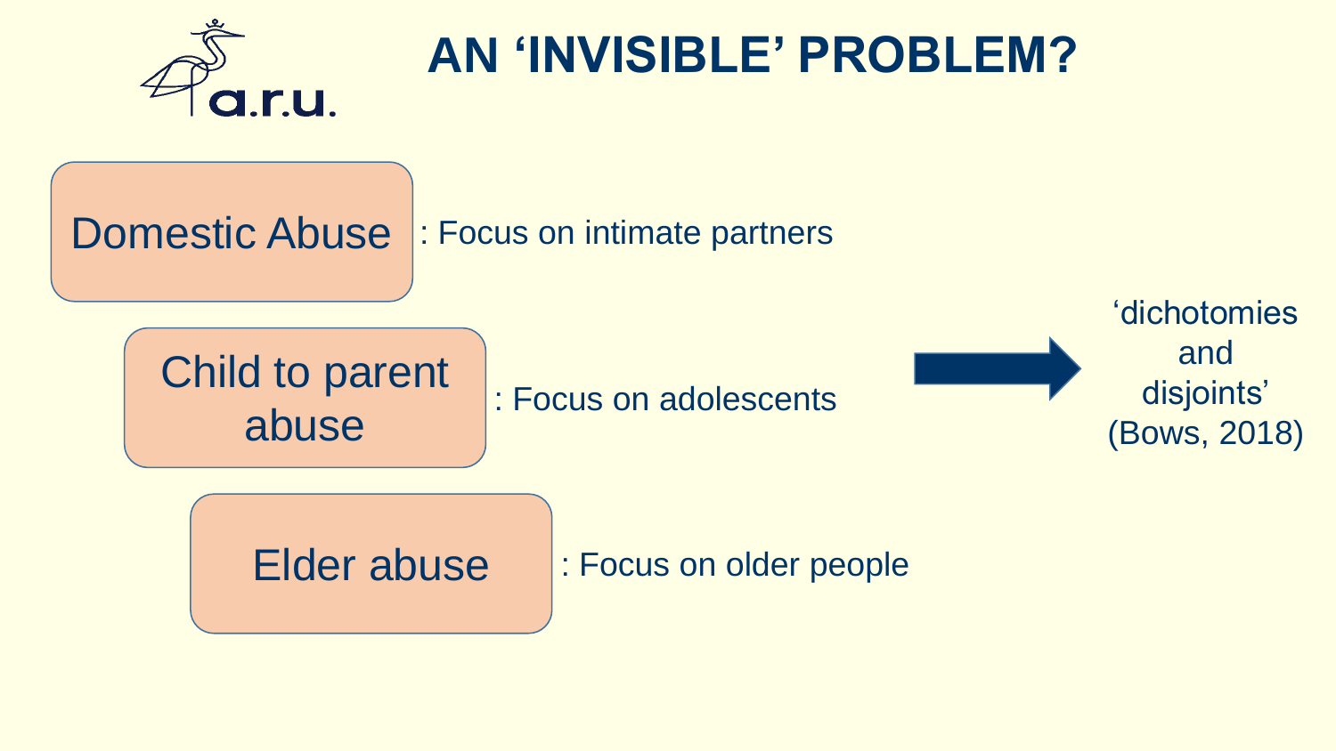# AN 'INVISIBLE' PROBLEM?

- **Domestic Abuse**: Focus on intimate partners
- **Child to parent abuse**: Focus on adolescents
- **Elder abuse**: Focus on older people

→ 'dichotomies and disjoints' (Bows, 2018)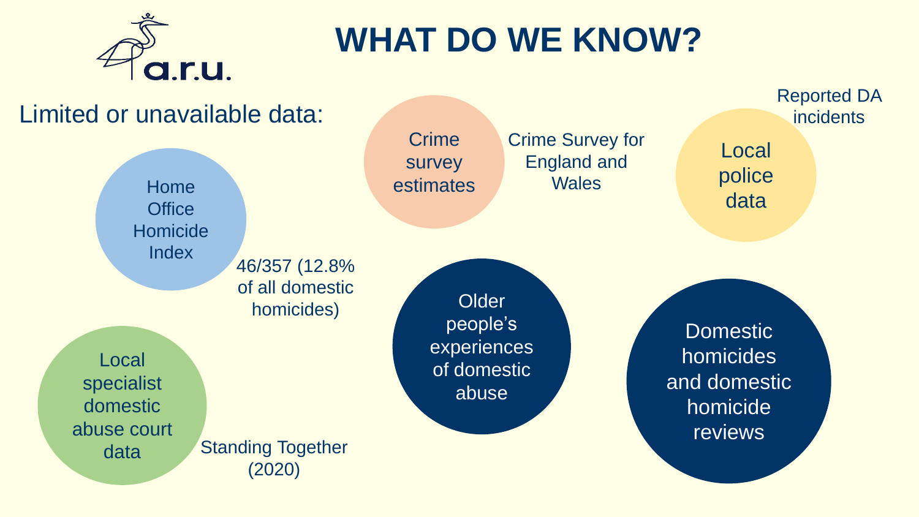# WHAT DO WE KNOW?

Limited or unavailable data:

- **Home Office Homicide Index** — 46/357 (12.8% of all domestic homicides)
- **Local specialist domestic abuse court data** — Standing Together (2020)
- **Crime survey estimates** — Crime Survey for England and Wales
- **Local police data** — Reported DA incidents
- **Older people's experiences of domestic abuse**
- **Domestic homicides and domestic homicide reviews**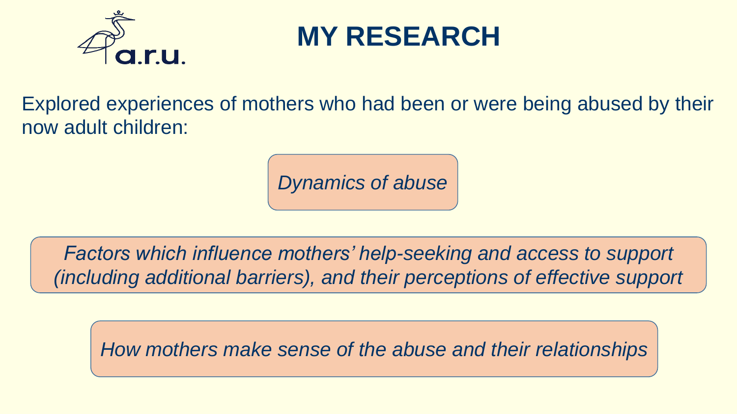# MY RESEARCH

Explored experiences of mothers who had been or were being abused by their now adult children:

*Dynamics of abuse*

*Factors which influence mothers' help-seeking and access to support (including additional barriers), and their perceptions of effective support*

*How mothers make sense of the abuse and their relationships*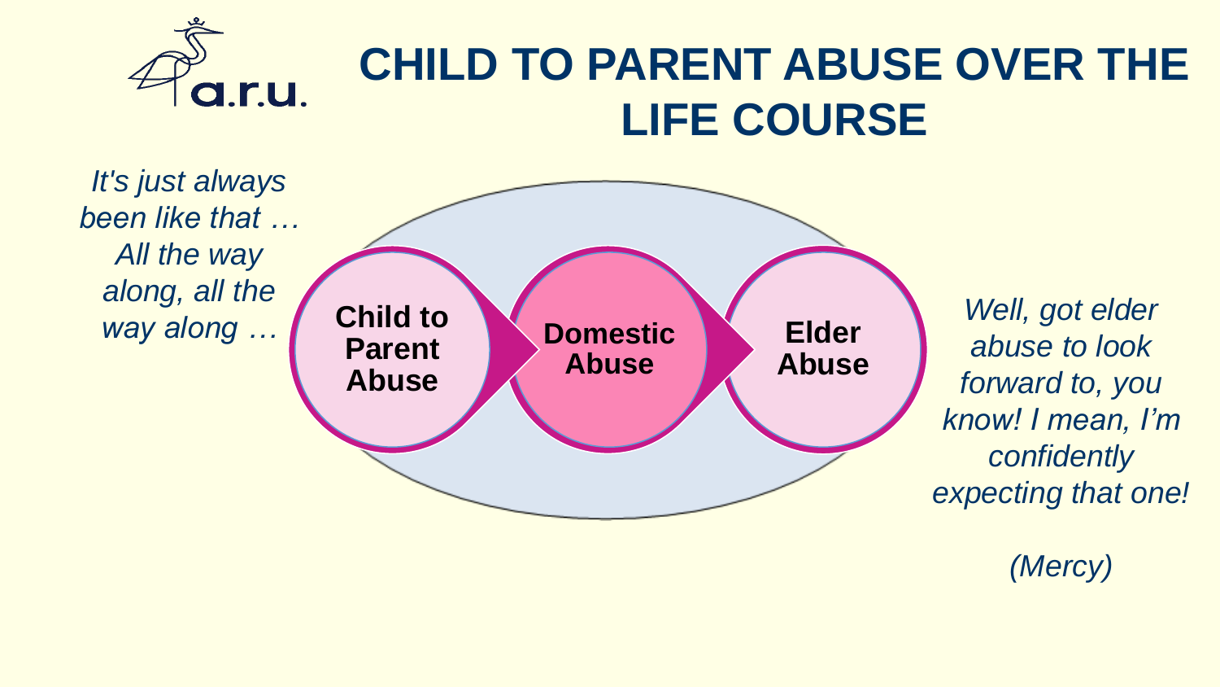# CHILD TO PARENT ABUSE OVER THE LIFE COURSE

*It's just always been like that … All the way along, all the way along …*

**Child to Parent Abuse** → **Domestic Abuse** → **Elder Abuse**

*Well, got elder abuse to look forward to, you know! I mean, I'm confidently expecting that one!*

*(Mercy)*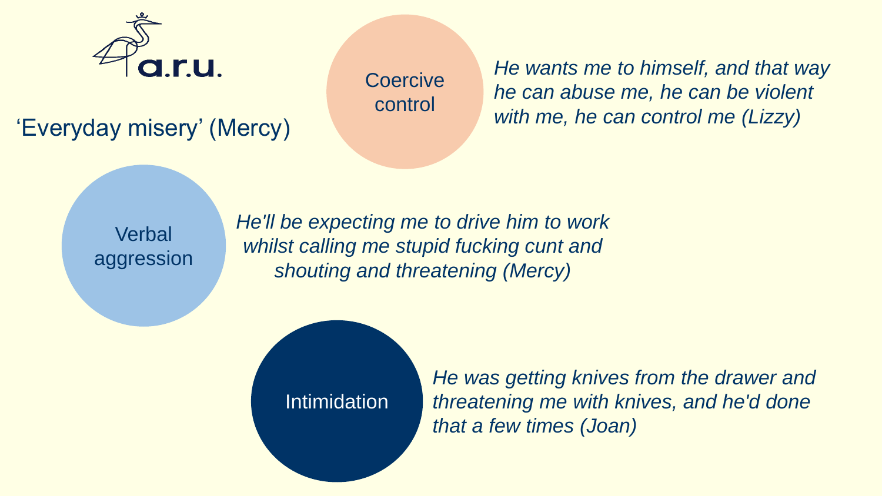# 'Everyday misery' (Mercy)

**Coercive control**

*He wants me to himself, and that way he can abuse me, he can be violent with me, he can control me (Lizzy)*

**Verbal aggression**

*He'll be expecting me to drive him to work whilst calling me stupid fucking cunt and shouting and threatening (Mercy)*

**Intimidation**

*He was getting knives from the drawer and threatening me with knives, and he'd done that a few times (Joan)*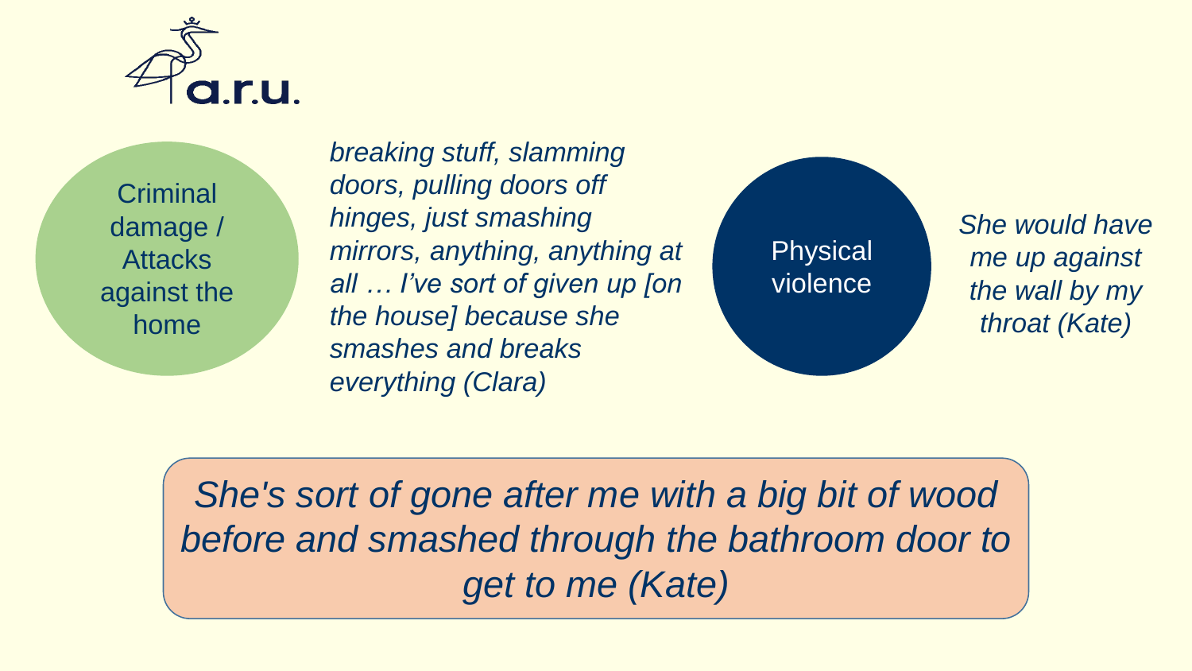**Criminal damage / Attacks against the home**

*breaking stuff, slamming doors, pulling doors off hinges, just smashing mirrors, anything, anything at all … I've sort of given up [on the house] because she smashes and breaks everything (Clara)*

**Physical violence**

*She would have me up against the wall by my throat (Kate)*

*She's sort of gone after me with a big bit of wood before and smashed through the bathroom door to get to me (Kate)*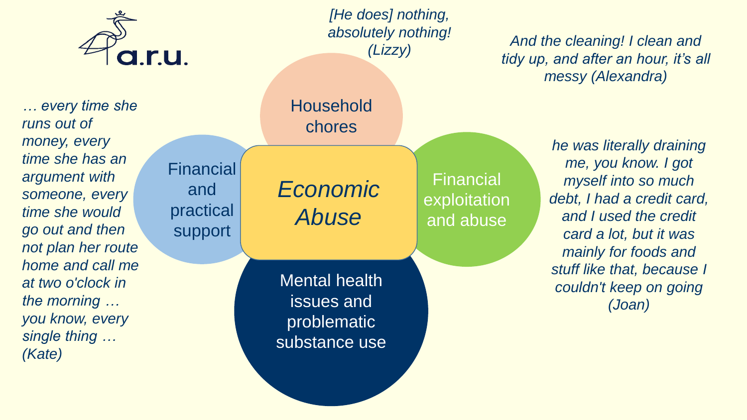# Economic Abuse

*[He does] nothing, absolutely nothing! (Lizzy)*

*And the cleaning! I clean and tidy up, and after an hour, it's all messy (Alexandra)*

*… every time she runs out of money, every time she has an argument with someone, every time she would go out and then not plan her route home and call me at two o'clock in the morning … you know, every single thing … (Kate)*

*he was literally draining me, you know. I got myself into so much debt, I had a credit card, and I used the credit card a lot, but it was mainly for foods and stuff like that, because I couldn't keep on going (Joan)*

- Household chores
- Financial and practical support
- Financial exploitation and abuse
- Mental health issues and problematic substance use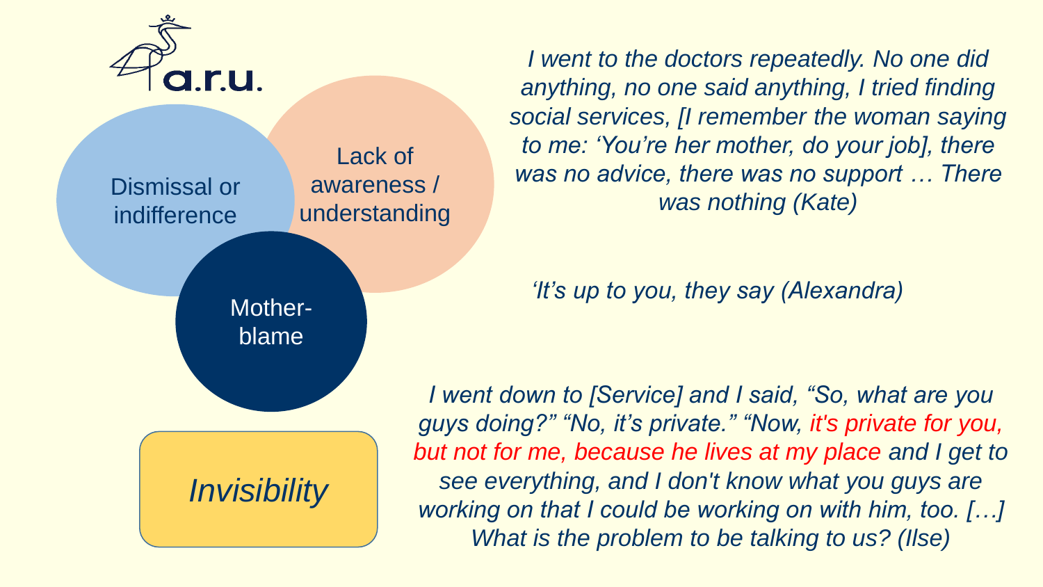Dismissal or indifference

Lack of awareness / understanding

Mother-blame

*Invisibility*

*I went to the doctors repeatedly. No one did anything, no one said anything, I tried finding social services, [I remember the woman saying to me: 'You're her mother, do your job], there was no advice, there was no support … There was nothing (Kate)*

*'It's up to you, they say (Alexandra)*

*I went down to [Service] and I said, "So, what are you guys doing?" "No, it's private." "Now, it's private for you, but not for me, because he lives at my place and I get to see everything, and I don't know what you guys are working on that I could be working on with him, too. […] What is the problem to be talking to us? (Ilse)*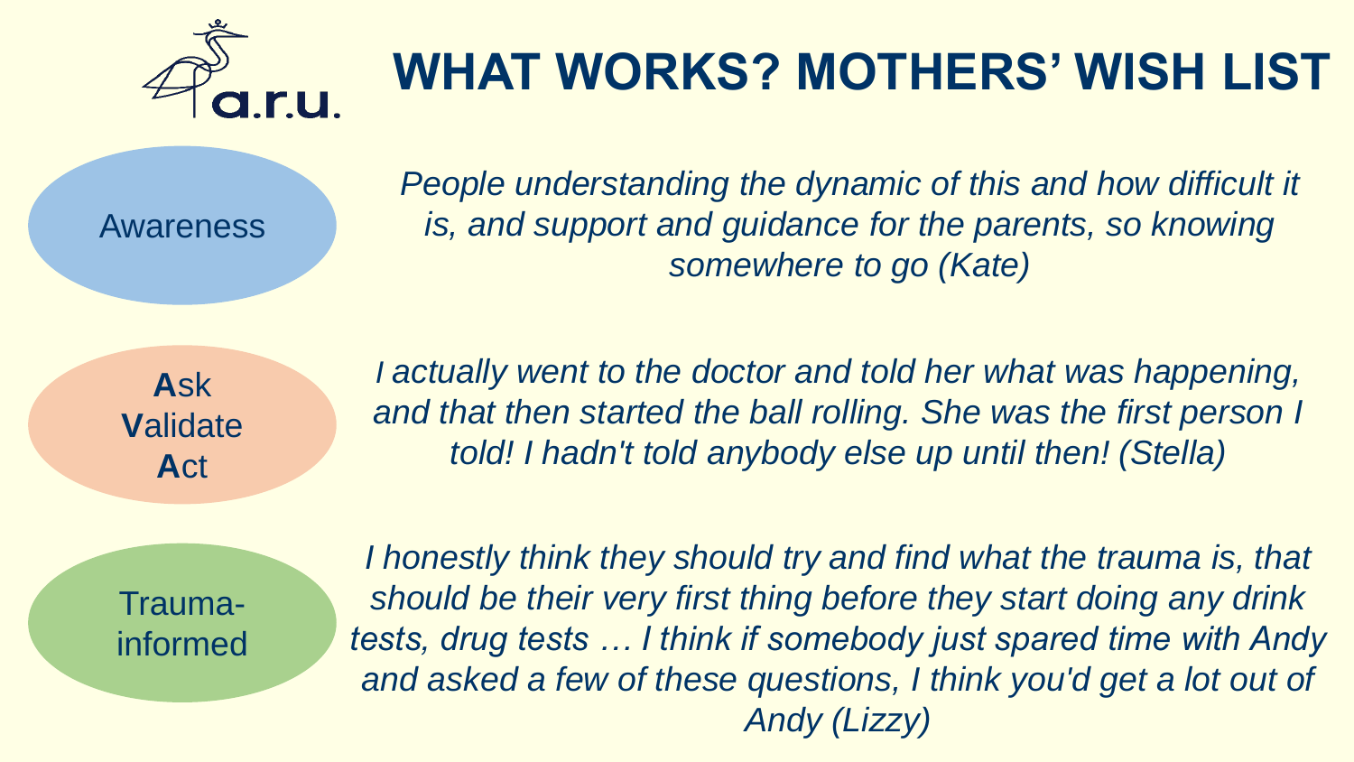# WHAT WORKS? MOTHERS' WISH LIST

**Awareness**

*People understanding the dynamic of this and how difficult it is, and support and guidance for the parents, so knowing somewhere to go (Kate)*

**A**sk
**V**alidate
**A**ct

*I actually went to the doctor and told her what was happening, and that then started the ball rolling. She was the first person I told! I hadn't told anybody else up until then! (Stella)*

**Trauma-informed**

*I honestly think they should try and find what the trauma is, that should be their very first thing before they start doing any drink tests, drug tests … I think if somebody just spared time with Andy and asked a few of these questions, I think you'd get a lot out of Andy (Lizzy)*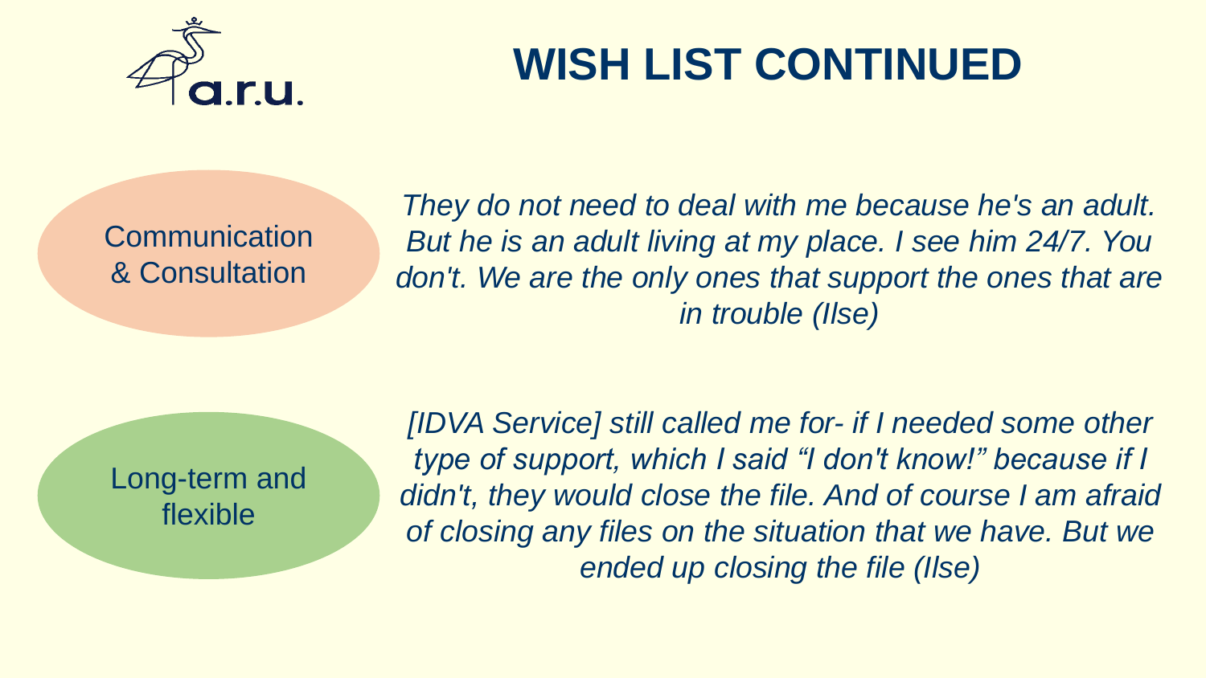# WISH LIST CONTINUED

**Communication & Consultation**

*They do not need to deal with me because he's an adult. But he is an adult living at my place. I see him 24/7. You don't. We are the only ones that support the ones that are in trouble (Ilse)*

**Long-term and flexible**

*[IDVA Service] still called me for- if I needed some other type of support, which I said "I don't know!" because if I didn't, they would close the file. And of course I am afraid of closing any files on the situation that we have. But we ended up closing the file (Ilse)*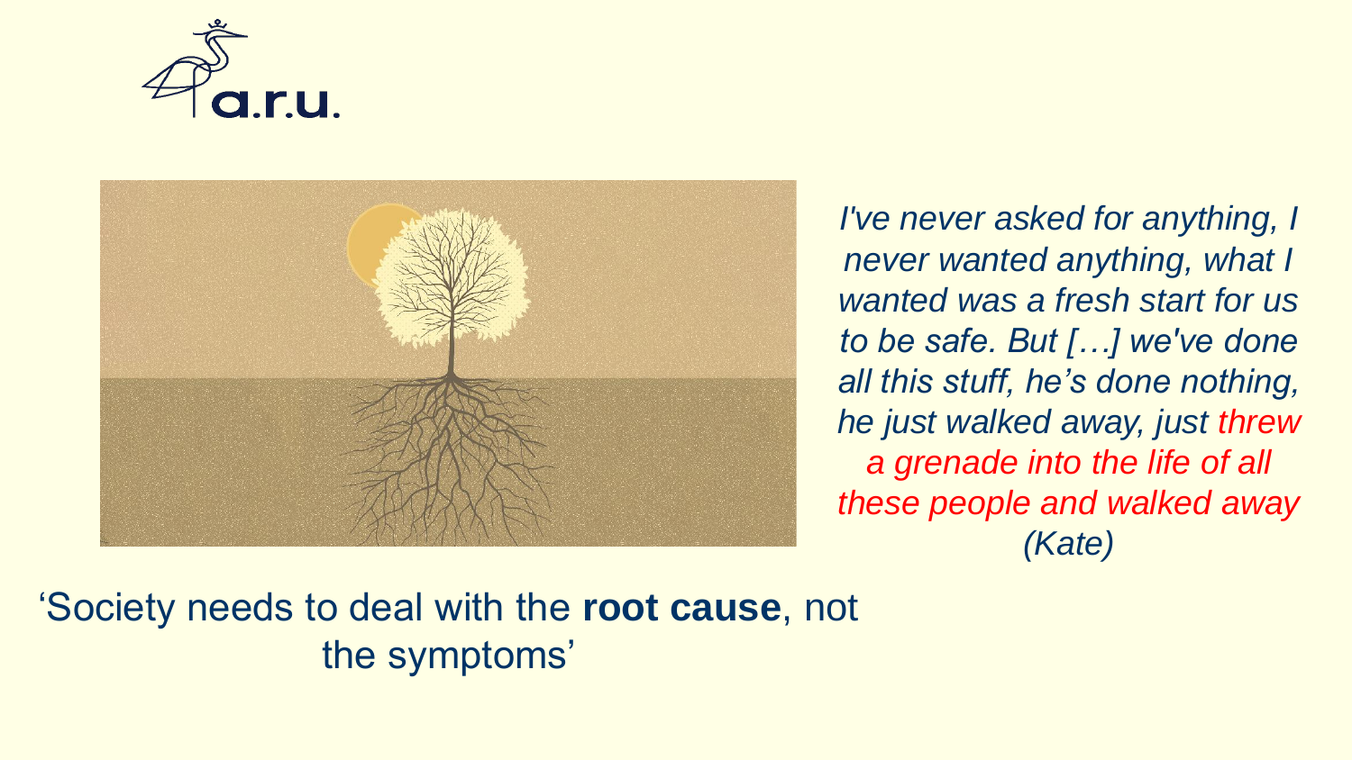*I've never asked for anything, I never wanted anything, what I wanted was a fresh start for us to be safe. But […] we've done all this stuff, he's done nothing, he just walked away, just threw a grenade into the life of all these people and walked away* *(Kate)*

'Society needs to deal with the **root cause**, not the symptoms'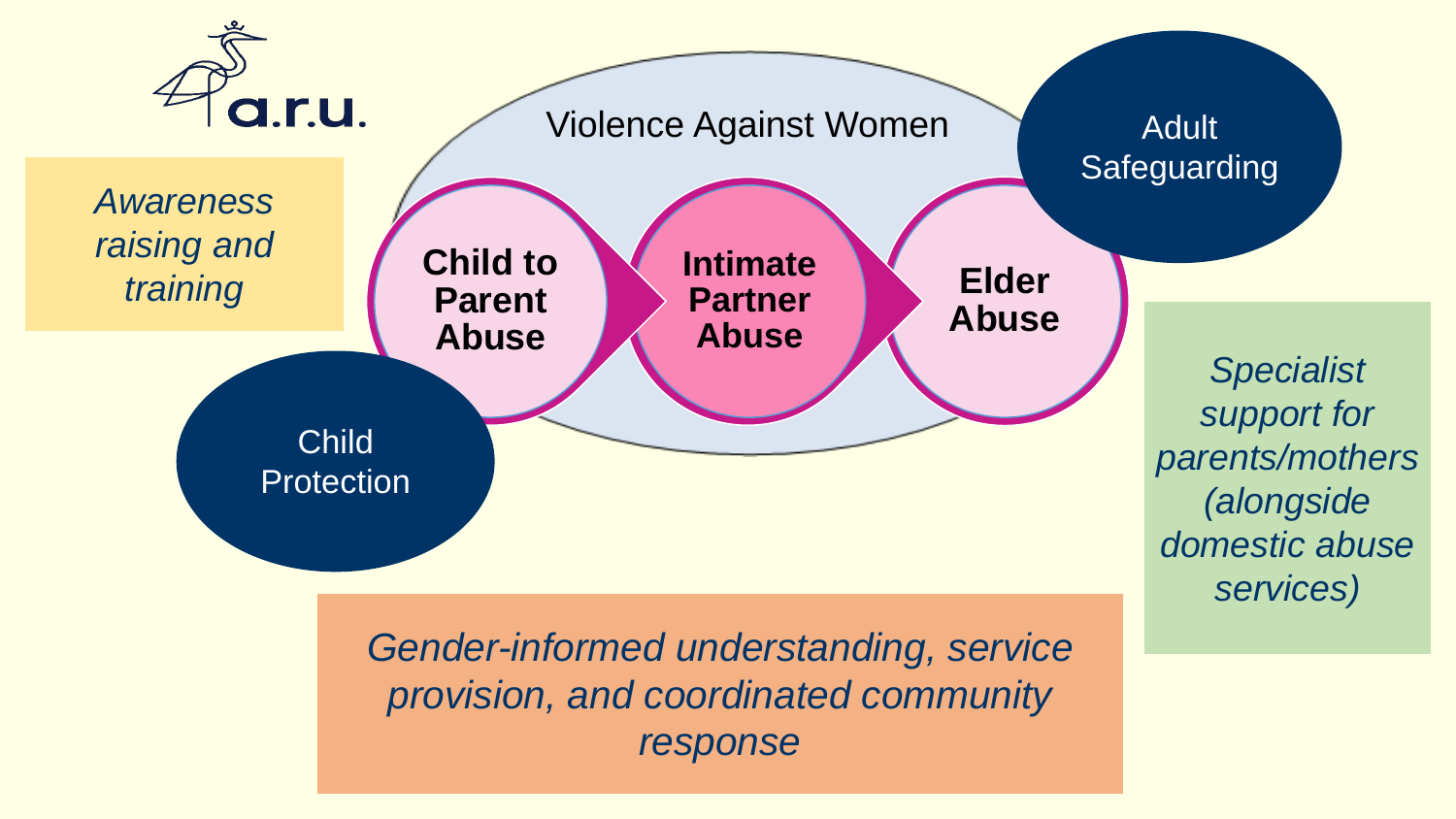a.r.u.

*Awareness raising and training*

Violence Against Women

**Child to Parent Abuse**

**Intimate Partner Abuse**

**Elder Abuse**

Adult Safeguarding

Child Protection

*Specialist support for parents/mothers (alongside domestic abuse services)*

*Gender-informed understanding, service provision, and coordinated community response*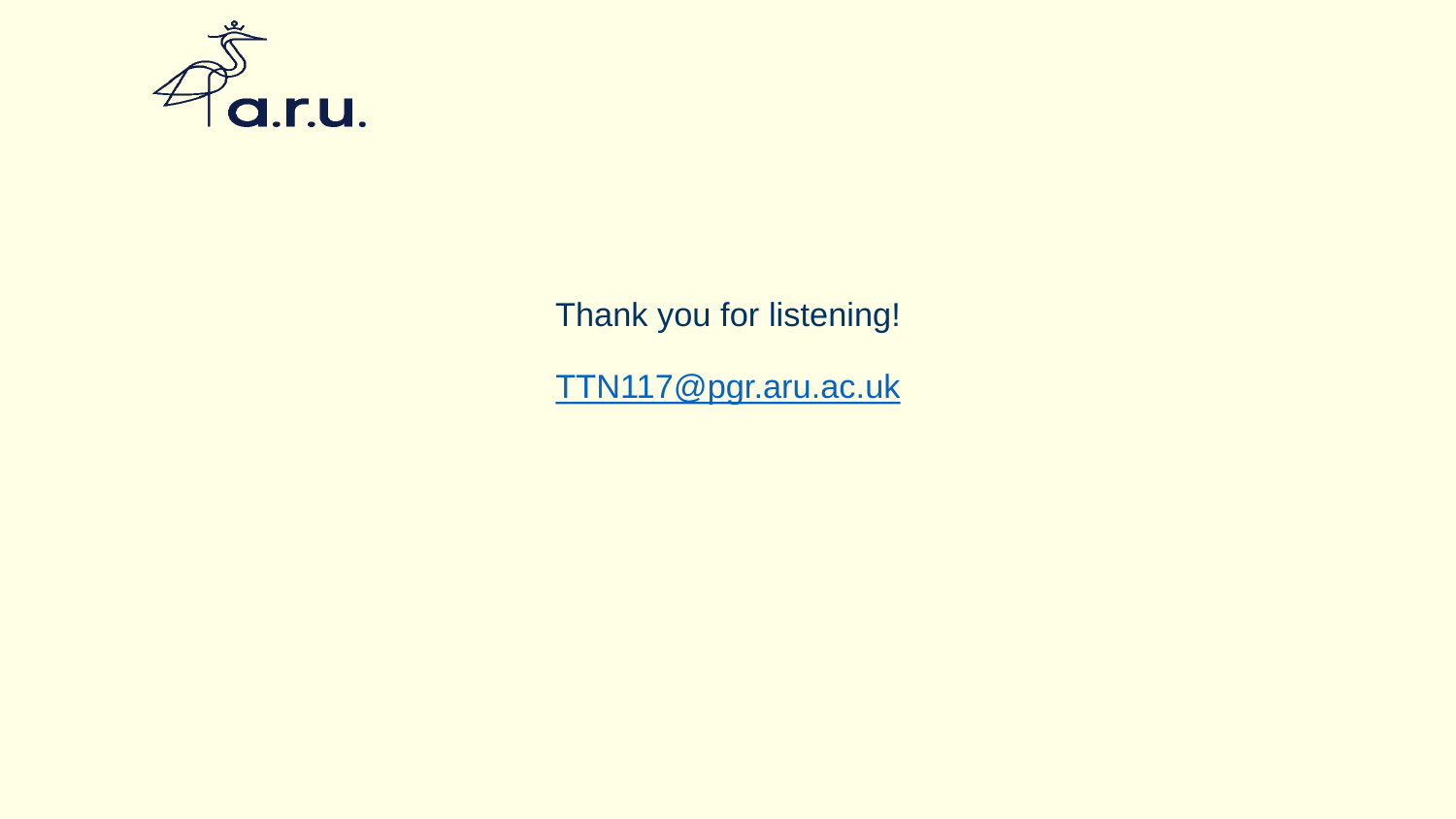Thank you for listening!

TTN117@pgr.aru.ac.uk